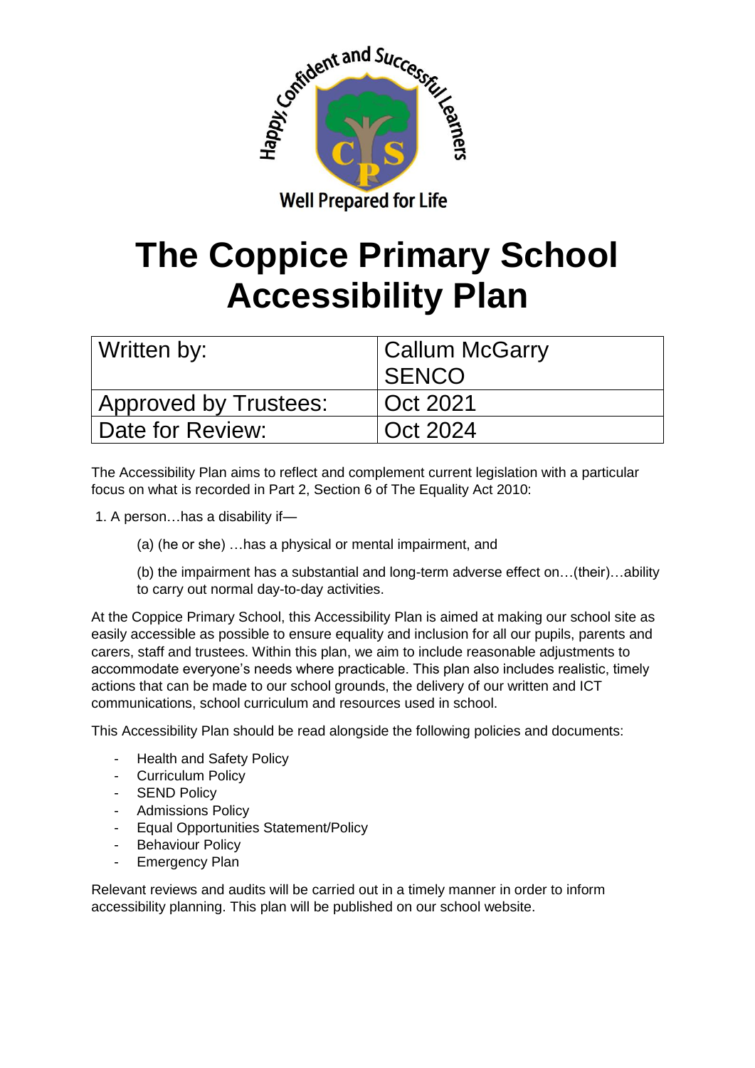# The Coppice Primary School Accessibility Plan

| Written by: | Callum McGarry SENCO |
| --- | --- |
| Approved by Trustees: | Oct 2021 |
| Date for Review: | Oct 2024 |

The Accessibility Plan aims to reflect and complement current legislation with a particular focus on what is recorded in Part 2, Section 6 of The Equality Act 2010:

1. A person…has a disability if—

   (a) (he or she) …has a physical or mental impairment, and

   (b) the impairment has a substantial and long-term adverse effect on…(their)…ability to carry out normal day-to-day activities.

At the Coppice Primary School, this Accessibility Plan is aimed at making our school site as easily accessible as possible to ensure equality and inclusion for all our pupils, parents and carers, staff and trustees. Within this plan, we aim to include reasonable adjustments to accommodate everyone's needs where practicable. This plan also includes realistic, timely actions that can be made to our school grounds, the delivery of our written and ICT communications, school curriculum and resources used in school.

This Accessibility Plan should be read alongside the following policies and documents:

- Health and Safety Policy
- Curriculum Policy
- SEND Policy
- Admissions Policy
- Equal Opportunities Statement/Policy
- Behaviour Policy
- Emergency Plan

Relevant reviews and audits will be carried out in a timely manner in order to inform accessibility planning. This plan will be published on our school website.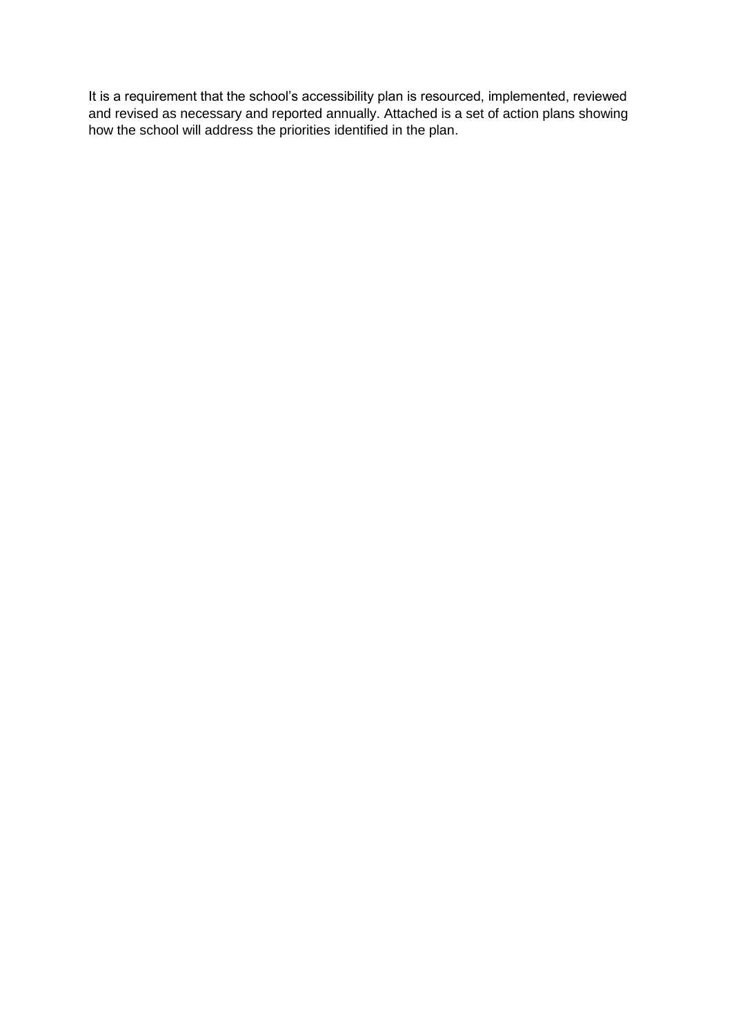It is a requirement that the school's accessibility plan is resourced, implemented, reviewed and revised as necessary and reported annually. Attached is a set of action plans showing how the school will address the priorities identified in the plan.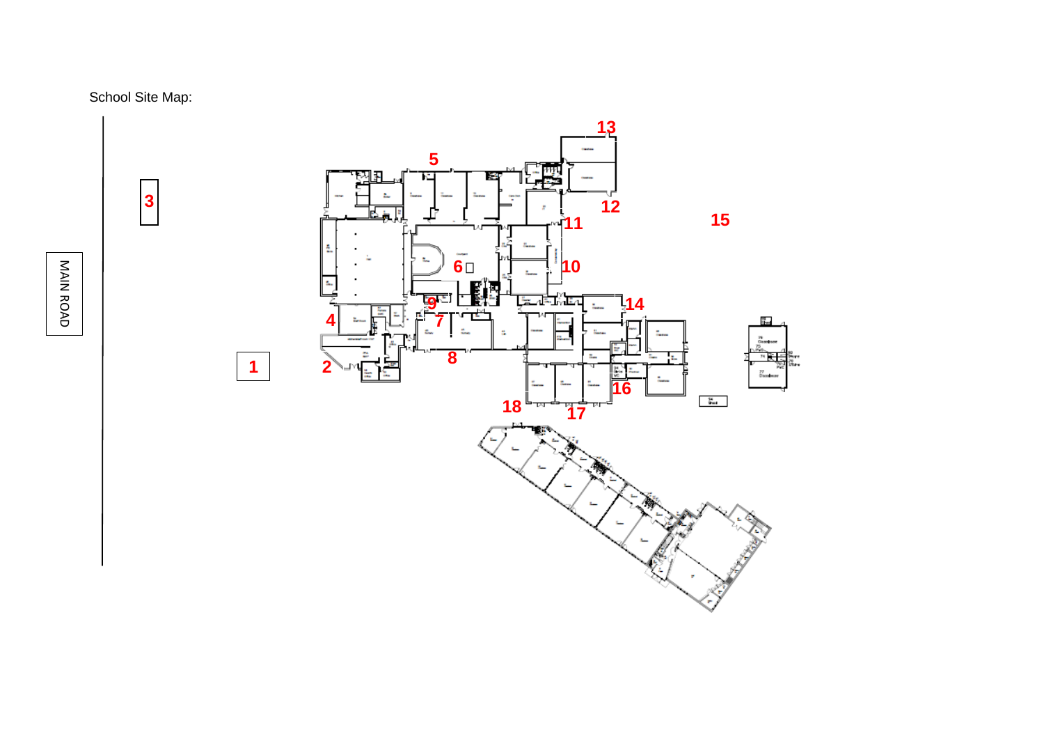School Site Map:

MAIN ROAD

3

1

2

4

5

6

7

8

9

10

11

12

13

14

15

16

17

18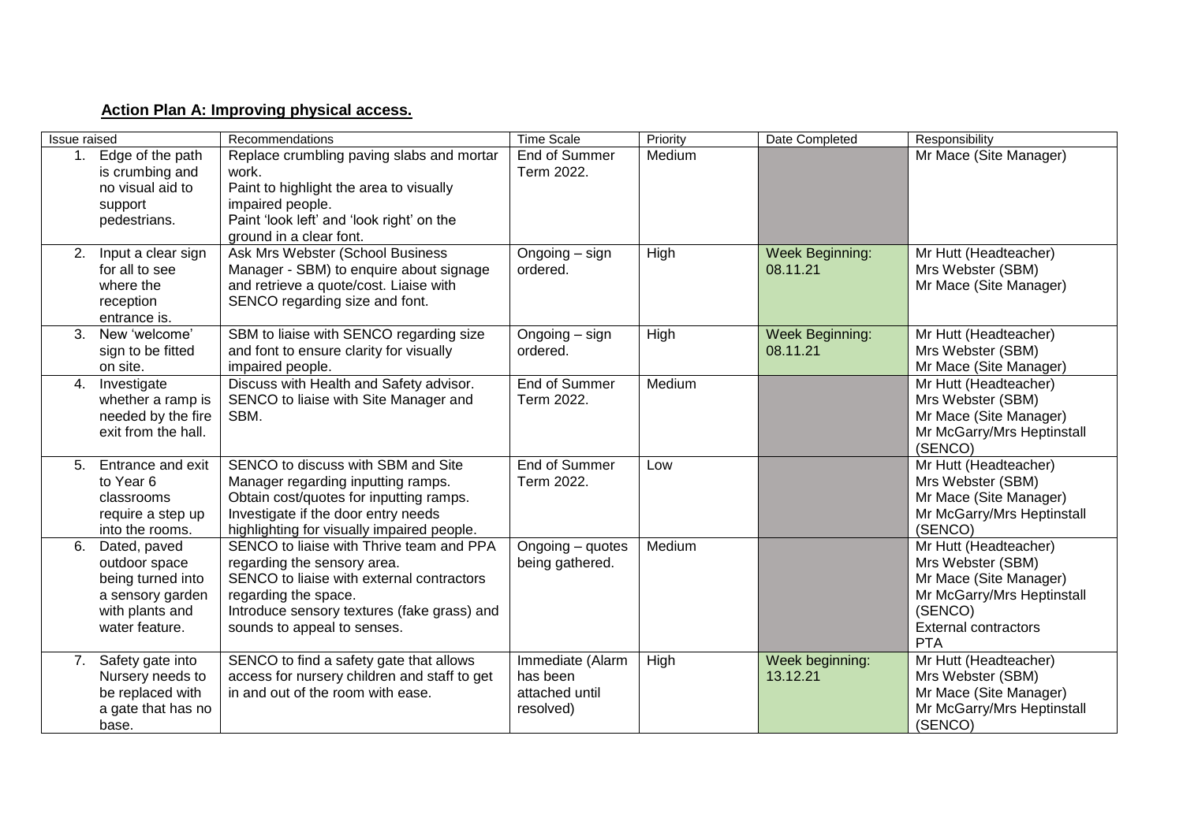## Action Plan A: Improving physical access.

| Issue raised | Recommendations | Time Scale | Priority | Date Completed | Responsibility |
|---|---|---|---|---|---|
| 1. Edge of the path is crumbing and no visual aid to support pedestrians. | Replace crumbling paving slabs and mortar work.<br>Paint to highlight the area to visually impaired people.<br>Paint 'look left' and 'look right' on the ground in a clear font. | End of Summer Term 2022. | Medium | | Mr Mace (Site Manager) |
| 2. Input a clear sign for all to see where the reception entrance is. | Ask Mrs Webster (School Business Manager - SBM) to enquire about signage and retrieve a quote/cost. Liaise with SENCO regarding size and font. | Ongoing – sign ordered. | High | Week Beginning: 08.11.21 | Mr Hutt (Headteacher)<br>Mrs Webster (SBM)<br>Mr Mace (Site Manager) |
| 3. New 'welcome' sign to be fitted on site. | SBM to liaise with SENCO regarding size and font to ensure clarity for visually impaired people. | Ongoing – sign ordered. | High | Week Beginning: 08.11.21 | Mr Hutt (Headteacher)<br>Mrs Webster (SBM)<br>Mr Mace (Site Manager) |
| 4. Investigate whether a ramp is needed by the fire exit from the hall. | Discuss with Health and Safety advisor.<br>SENCO to liaise with Site Manager and SBM. | End of Summer Term 2022. | Medium | | Mr Hutt (Headteacher)<br>Mrs Webster (SBM)<br>Mr Mace (Site Manager)<br>Mr McGarry/Mrs Heptinstall (SENCO) |
| 5. Entrance and exit to Year 6 classrooms require a step up into the rooms. | SENCO to discuss with SBM and Site Manager regarding inputting ramps.<br>Obtain cost/quotes for inputting ramps.<br>Investigate if the door entry needs highlighting for visually impaired people. | End of Summer Term 2022. | Low | | Mr Hutt (Headteacher)<br>Mrs Webster (SBM)<br>Mr Mace (Site Manager)<br>Mr McGarry/Mrs Heptinstall (SENCO) |
| 6. Dated, paved outdoor space being turned into a sensory garden with plants and water feature. | SENCO to liaise with Thrive team and PPA regarding the sensory area.<br>SENCO to liaise with external contractors regarding the space.<br>Introduce sensory textures (fake grass) and sounds to appeal to senses. | Ongoing – quotes being gathered. | Medium | | Mr Hutt (Headteacher)<br>Mrs Webster (SBM)<br>Mr Mace (Site Manager)<br>Mr McGarry/Mrs Heptinstall (SENCO)<br>External contractors<br>PTA |
| 7. Safety gate into Nursery needs to be replaced with a gate that has no base. | SENCO to find a safety gate that allows access for nursery children and staff to get in and out of the room with ease. | Immediate (Alarm has been attached until resolved) | High | Week beginning: 13.12.21 | Mr Hutt (Headteacher)<br>Mrs Webster (SBM)<br>Mr Mace (Site Manager)<br>Mr McGarry/Mrs Heptinstall (SENCO) |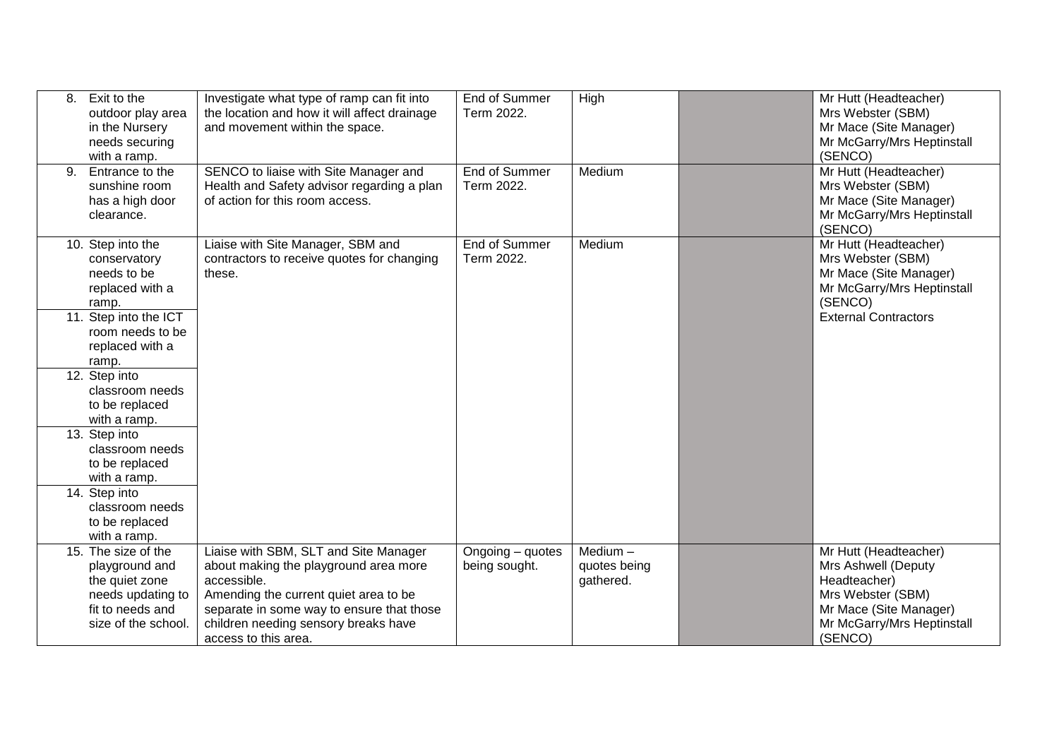| | | | | | |
|---|---|---|---|---|---|
| 8. Exit to the outdoor play area in the Nursery needs securing with a ramp. | Investigate what type of ramp can fit into the location and how it will affect drainage and movement within the space. | End of Summer Term 2022. | High | | Mr Hutt (Headteacher)<br>Mrs Webster (SBM)<br>Mr Mace (Site Manager)<br>Mr McGarry/Mrs Heptinstall (SENCO) |
| 9. Entrance to the sunshine room has a high door clearance. | SENCO to liaise with Site Manager and Health and Safety advisor regarding a plan of action for this room access. | End of Summer Term 2022. | Medium | | Mr Hutt (Headteacher)<br>Mrs Webster (SBM)<br>Mr Mace (Site Manager)<br>Mr McGarry/Mrs Heptinstall (SENCO) |
| 10. Step into the conservatory needs to be replaced with a ramp.<br>11. Step into the ICT room needs to be replaced with a ramp.<br>12. Step into classroom needs to be replaced with a ramp.<br>13. Step into classroom needs to be replaced with a ramp.<br>14. Step into classroom needs to be replaced with a ramp. | Liaise with Site Manager, SBM and contractors to receive quotes for changing these. | End of Summer Term 2022. | Medium | | Mr Hutt (Headteacher)<br>Mrs Webster (SBM)<br>Mr Mace (Site Manager)<br>Mr McGarry/Mrs Heptinstall (SENCO)<br>External Contractors |
| 15. The size of the playground and the quiet zone needs updating to fit to needs and size of the school. | Liaise with SBM, SLT and Site Manager about making the playground area more accessible.<br>Amending the current quiet area to be separate in some way to ensure that those children needing sensory breaks have access to this area. | Ongoing – quotes being sought. | Medium – quotes being gathered. | | Mr Hutt (Headteacher)<br>Mrs Ashwell (Deputy Headteacher)<br>Mrs Webster (SBM)<br>Mr Mace (Site Manager)<br>Mr McGarry/Mrs Heptinstall (SENCO) |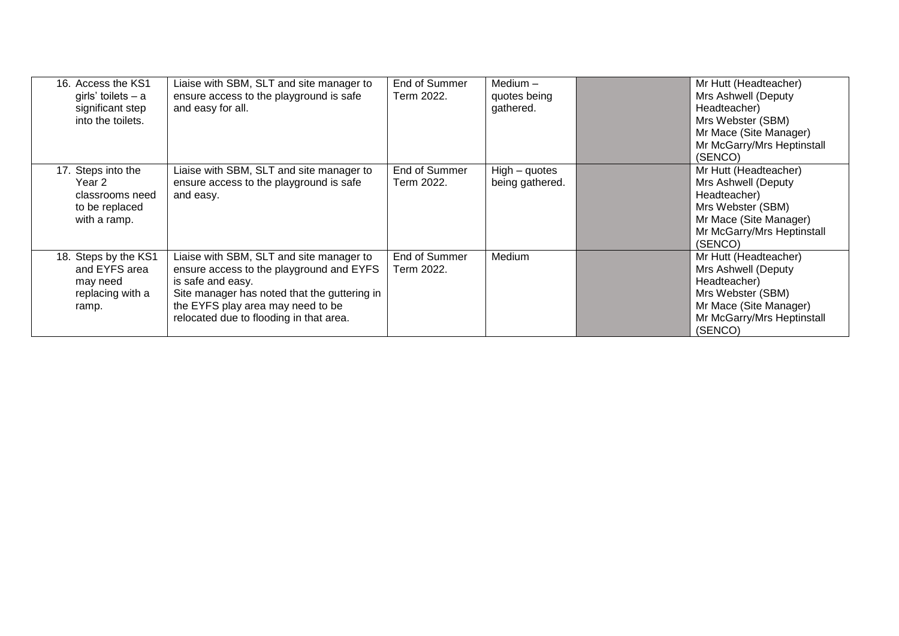| | | | | | |
|---|---|---|---|---|---|
| 16. Access the KS1 girls' toilets – a significant step into the toilets. | Liaise with SBM, SLT and site manager to ensure access to the playground is safe and easy for all. | End of Summer Term 2022. | Medium – quotes being gathered. | | Mr Hutt (Headteacher) Mrs Ashwell (Deputy Headteacher) Mrs Webster (SBM) Mr Mace (Site Manager) Mr McGarry/Mrs Heptinstall (SENCO) |
| 17. Steps into the Year 2 classrooms need to be replaced with a ramp. | Liaise with SBM, SLT and site manager to ensure access to the playground is safe and easy. | End of Summer Term 2022. | High – quotes being gathered. | | Mr Hutt (Headteacher) Mrs Ashwell (Deputy Headteacher) Mrs Webster (SBM) Mr Mace (Site Manager) Mr McGarry/Mrs Heptinstall (SENCO) |
| 18. Steps by the KS1 and EYFS area may need replacing with a ramp. | Liaise with SBM, SLT and site manager to ensure access to the playground and EYFS is safe and easy. Site manager has noted that the guttering in the EYFS play area may need to be relocated due to flooding in that area. | End of Summer Term 2022. | Medium | | Mr Hutt (Headteacher) Mrs Ashwell (Deputy Headteacher) Mrs Webster (SBM) Mr Mace (Site Manager) Mr McGarry/Mrs Heptinstall (SENCO) |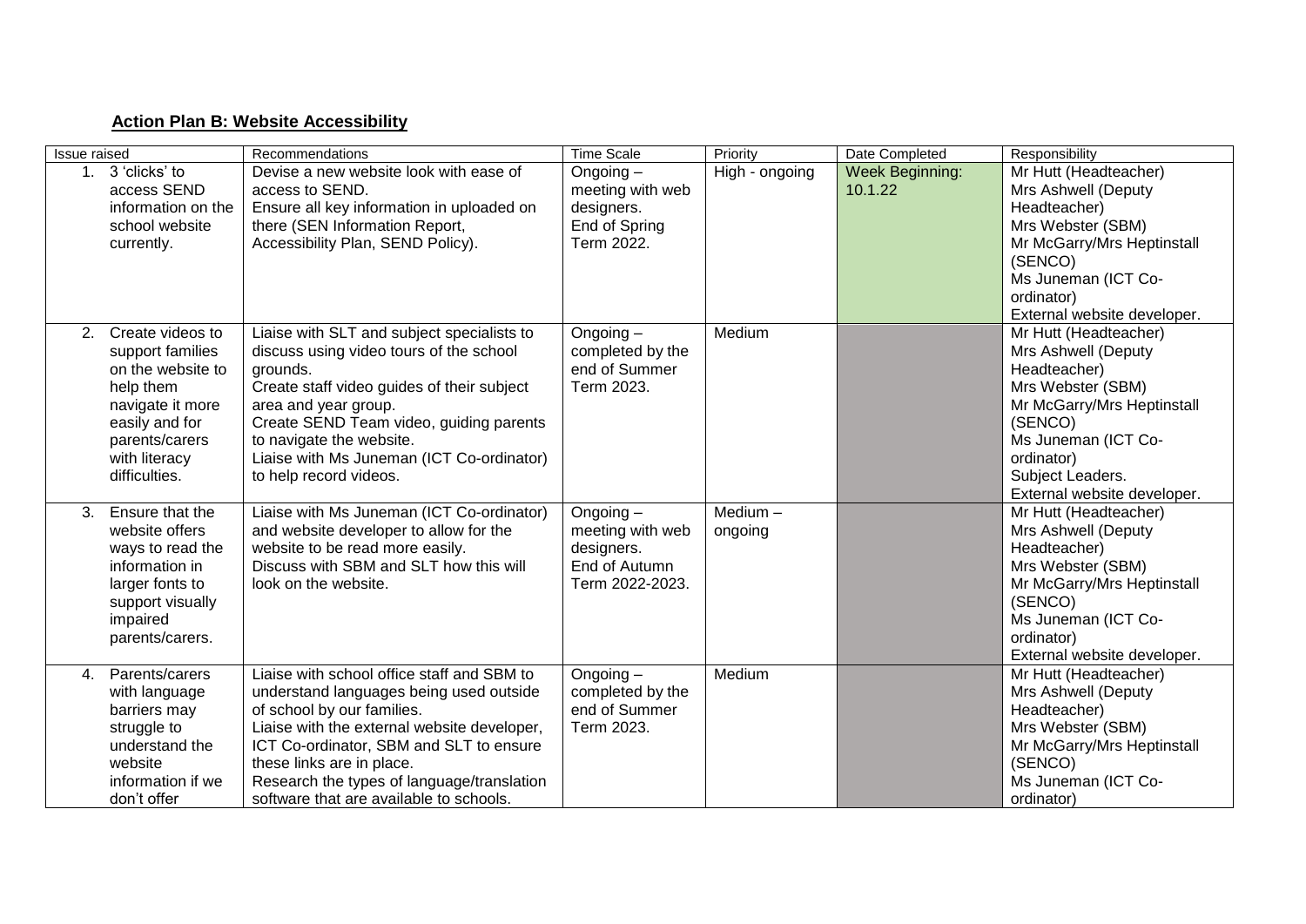## **Action Plan B: Website Accessibility**

| Issue raised | Recommendations | Time Scale | Priority | Date Completed | Responsibility |
|---|---|---|---|---|---|
| 1. 3 'clicks' to access SEND information on the school website currently. | Devise a new website look with ease of access to SEND.<br>Ensure all key information in uploaded on there (SEN Information Report, Accessibility Plan, SEND Policy). | Ongoing – meeting with web designers.<br>End of Spring Term 2022. | High - ongoing | Week Beginning: 10.1.22 | Mr Hutt (Headteacher)<br>Mrs Ashwell (Deputy Headteacher)<br>Mrs Webster (SBM)<br>Mr McGarry/Mrs Heptinstall (SENCO)<br>Ms Juneman (ICT Co-ordinator)<br>External website developer. |
| 2. Create videos to support families on the website to help them navigate it more easily and for parents/carers with literacy difficulties. | Liaise with SLT and subject specialists to discuss using video tours of the school grounds.<br>Create staff video guides of their subject area and year group.<br>Create SEND Team video, guiding parents to navigate the website.<br>Liaise with Ms Juneman (ICT Co-ordinator) to help record videos. | Ongoing – completed by the end of Summer Term 2023. | Medium | | Mr Hutt (Headteacher)<br>Mrs Ashwell (Deputy Headteacher)<br>Mrs Webster (SBM)<br>Mr McGarry/Mrs Heptinstall (SENCO)<br>Ms Juneman (ICT Co-ordinator)<br>Subject Leaders.<br>External website developer. |
| 3. Ensure that the website offers ways to read the information in larger fonts to support visually impaired parents/carers. | Liaise with Ms Juneman (ICT Co-ordinator) and website developer to allow for the website to be read more easily.<br>Discuss with SBM and SLT how this will look on the website. | Ongoing – meeting with web designers.<br>End of Autumn Term 2022-2023. | Medium – ongoing | | Mr Hutt (Headteacher)<br>Mrs Ashwell (Deputy Headteacher)<br>Mrs Webster (SBM)<br>Mr McGarry/Mrs Heptinstall (SENCO)<br>Ms Juneman (ICT Co-ordinator)<br>External website developer. |
| 4. Parents/carers with language barriers may struggle to understand the website information if we don't offer | Liaise with school office staff and SBM to understand languages being used outside of school by our families.<br>Liaise with the external website developer, ICT Co-ordinator, SBM and SLT to ensure these links are in place.<br>Research the types of language/translation software that are available to schools. | Ongoing – completed by the end of Summer Term 2023. | Medium | | Mr Hutt (Headteacher)<br>Mrs Ashwell (Deputy Headteacher)<br>Mrs Webster (SBM)<br>Mr McGarry/Mrs Heptinstall (SENCO)<br>Ms Juneman (ICT Co-ordinator) |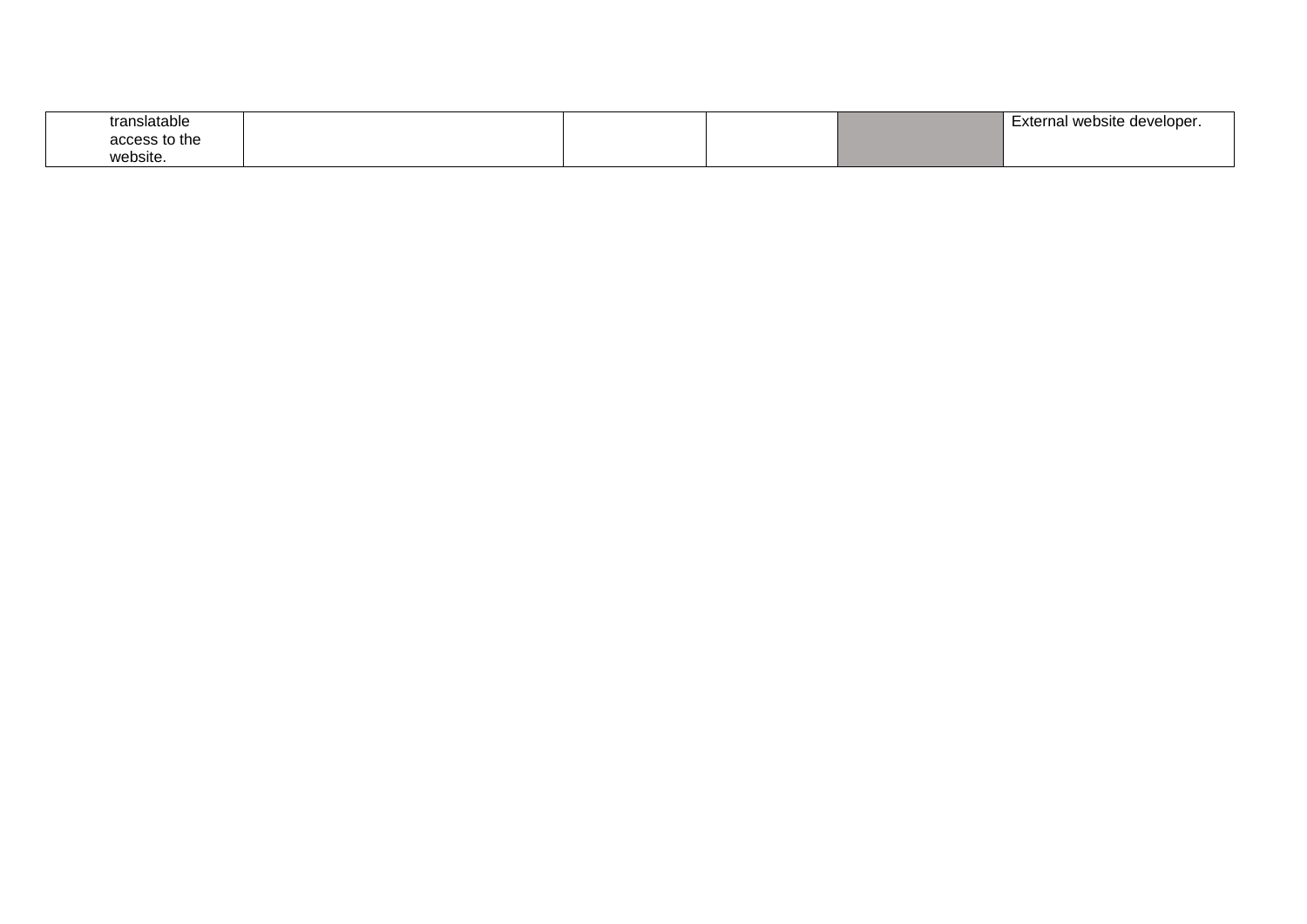| | | | | | |
|---|---|---|---|---|---|
| translatable access to the website. | | | | | External website developer. |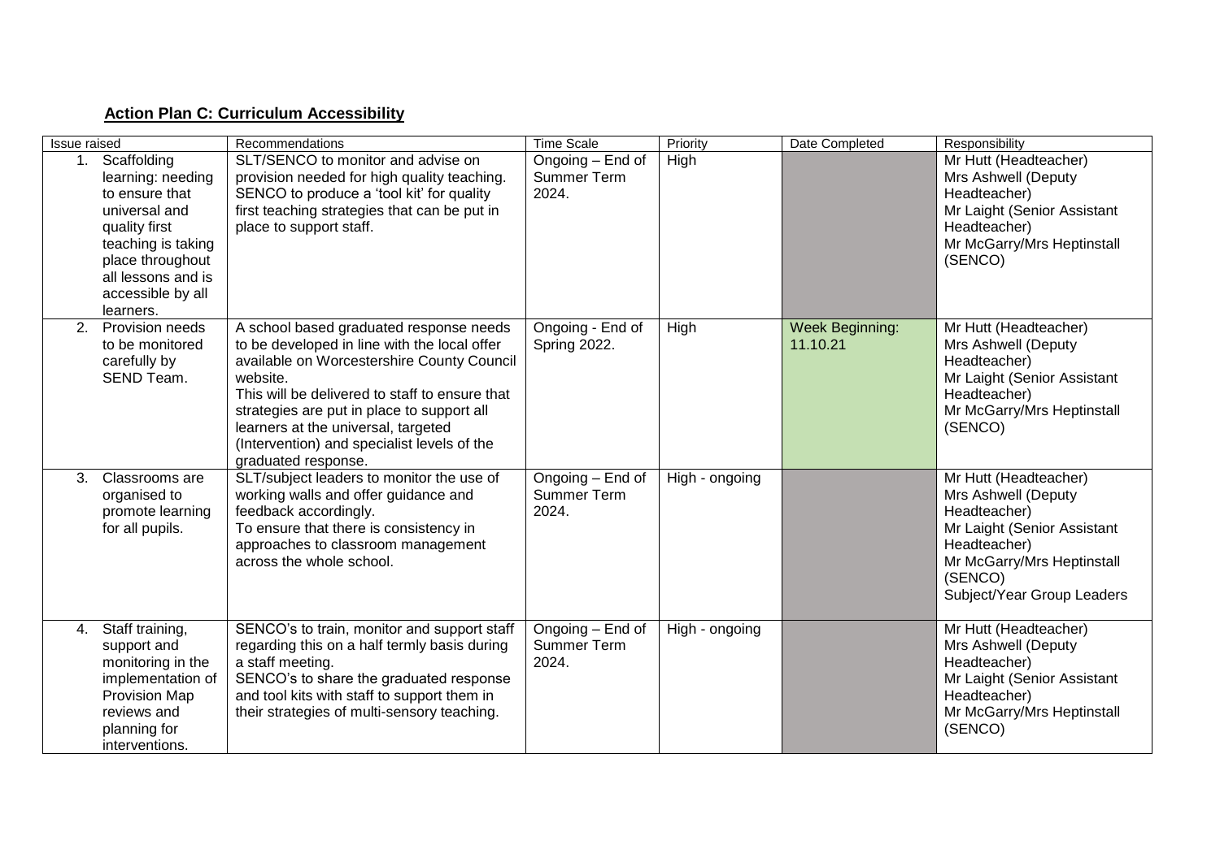## **Action Plan C: Curriculum Accessibility**

| Issue raised | Recommendations | Time Scale | Priority | Date Completed | Responsibility |
|---|---|---|---|---|---|
| 1. Scaffolding learning: needing to ensure that universal and quality first teaching is taking place throughout all lessons and is accessible by all learners. | SLT/SENCO to monitor and advise on provision needed for high quality teaching. SENCO to produce a 'tool kit' for quality first teaching strategies that can be put in place to support staff. | Ongoing – End of Summer Term 2024. | High | | Mr Hutt (Headteacher) Mrs Ashwell (Deputy Headteacher) Mr Laight (Senior Assistant Headteacher) Mr McGarry/Mrs Heptinstall (SENCO) |
| 2. Provision needs to be monitored carefully by SEND Team. | A school based graduated response needs to be developed in line with the local offer available on Worcestershire County Council website. This will be delivered to staff to ensure that strategies are put in place to support all learners at the universal, targeted (Intervention) and specialist levels of the graduated response. | Ongoing - End of Spring 2022. | High | Week Beginning: 11.10.21 | Mr Hutt (Headteacher) Mrs Ashwell (Deputy Headteacher) Mr Laight (Senior Assistant Headteacher) Mr McGarry/Mrs Heptinstall (SENCO) |
| 3. Classrooms are organised to promote learning for all pupils. | SLT/subject leaders to monitor the use of working walls and offer guidance and feedback accordingly. To ensure that there is consistency in approaches to classroom management across the whole school. | Ongoing – End of Summer Term 2024. | High - ongoing | | Mr Hutt (Headteacher) Mrs Ashwell (Deputy Headteacher) Mr Laight (Senior Assistant Headteacher) Mr McGarry/Mrs Heptinstall (SENCO) Subject/Year Group Leaders |
| 4. Staff training, support and monitoring in the implementation of Provision Map reviews and planning for interventions. | SENCO's to train, monitor and support staff regarding this on a half termly basis during a staff meeting. SENCO's to share the graduated response and tool kits with staff to support them in their strategies of multi-sensory teaching. | Ongoing – End of Summer Term 2024. | High - ongoing | | Mr Hutt (Headteacher) Mrs Ashwell (Deputy Headteacher) Mr Laight (Senior Assistant Headteacher) Mr McGarry/Mrs Heptinstall (SENCO) |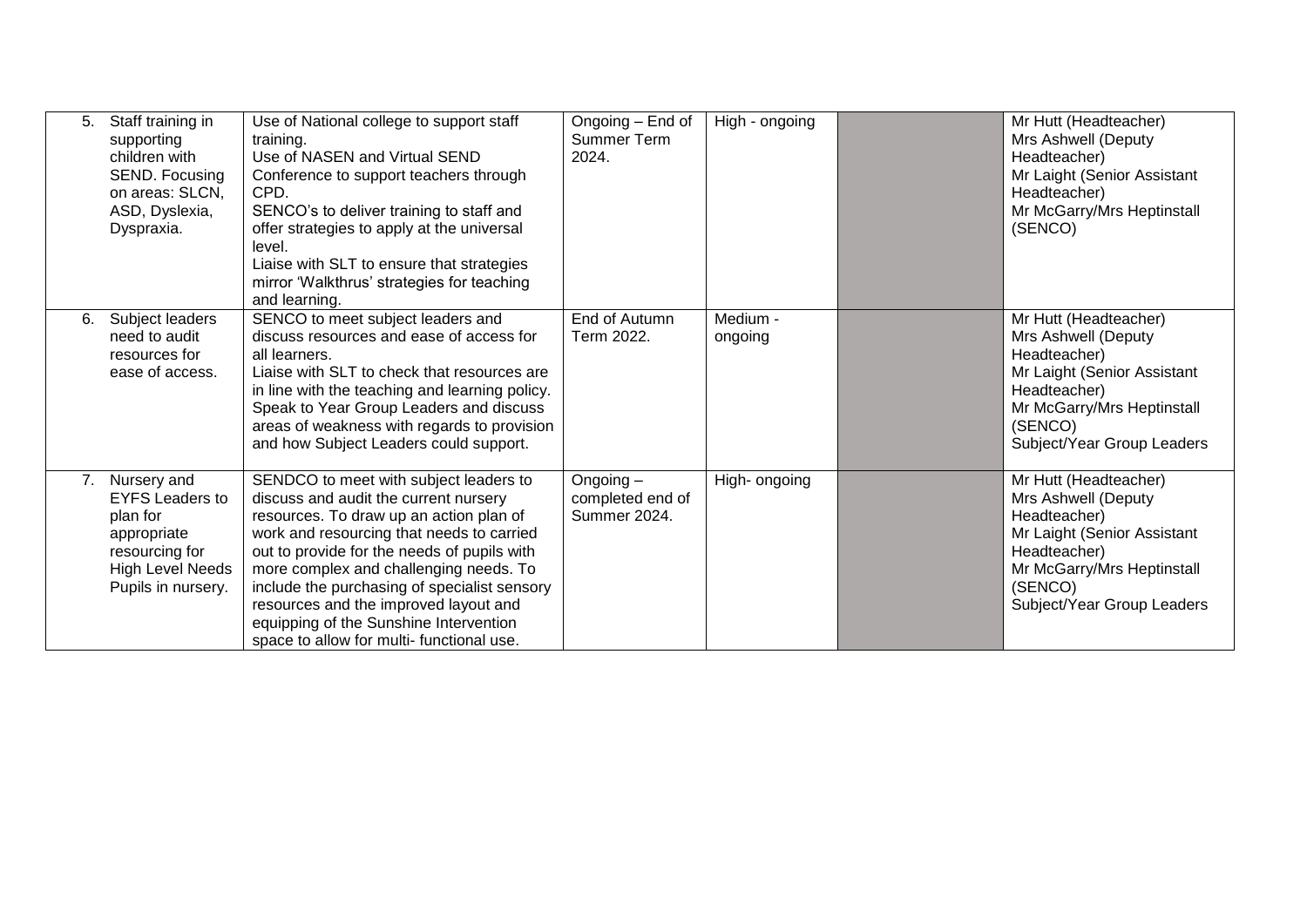| | | | | | |
|---|---|---|---|---|---|
| 5. Staff training in supporting children with SEND. Focusing on areas: SLCN, ASD, Dyslexia, Dyspraxia. | Use of National college to support staff training.<br>Use of NASEN and Virtual SEND Conference to support teachers through CPD.<br>SENCO's to deliver training to staff and offer strategies to apply at the universal level.<br>Liaise with SLT to ensure that strategies mirror 'Walkthrus' strategies for teaching and learning. | Ongoing – End of Summer Term 2024. | High - ongoing | | Mr Hutt (Headteacher)<br>Mrs Ashwell (Deputy Headteacher)<br>Mr Laight (Senior Assistant Headteacher)<br>Mr McGarry/Mrs Heptinstall (SENCO) |
| 6. Subject leaders need to audit resources for ease of access. | SENCO to meet subject leaders and discuss resources and ease of access for all learners.<br>Liaise with SLT to check that resources are in line with the teaching and learning policy.<br>Speak to Year Group Leaders and discuss areas of weakness with regards to provision and how Subject Leaders could support. | End of Autumn Term 2022. | Medium - ongoing | | Mr Hutt (Headteacher)<br>Mrs Ashwell (Deputy Headteacher)<br>Mr Laight (Senior Assistant Headteacher)<br>Mr McGarry/Mrs Heptinstall (SENCO)<br>Subject/Year Group Leaders |
| 7. Nursery and EYFS Leaders to plan for appropriate resourcing for High Level Needs Pupils in nursery. | SENDCO to meet with subject leaders to discuss and audit the current nursery resources. To draw up an action plan of work and resourcing that needs to carried out to provide for the needs of pupils with more complex and challenging needs. To include the purchasing of specialist sensory resources and the improved layout and equipping of the Sunshine Intervention space to allow for multi- functional use. | Ongoing – completed end of Summer 2024. | High- ongoing | | Mr Hutt (Headteacher)<br>Mrs Ashwell (Deputy Headteacher)<br>Mr Laight (Senior Assistant Headteacher)<br>Mr McGarry/Mrs Heptinstall (SENCO)<br>Subject/Year Group Leaders |